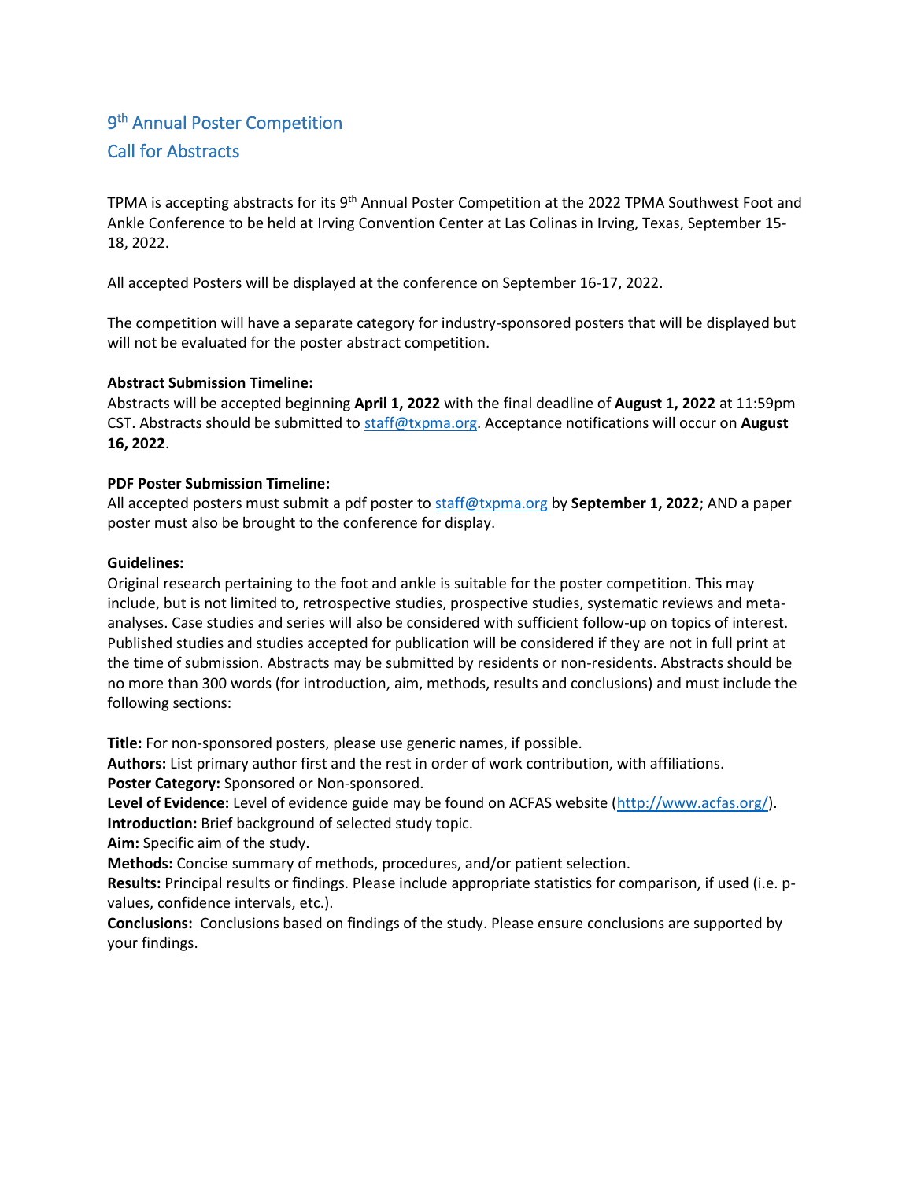# 9th Annual Poster Competition

## Call for Abstracts

TPMA is accepting abstracts for its 9th Annual Poster Competition at the 2022 TPMA Southwest Foot and Ankle Conference to be held at Irving Convention Center at Las Colinas in Irving, Texas, September 15-18, 2022.

All accepted Posters will be displayed at the conference on September 16-17, 2022.

The competition will have a separate category for industry-sponsored posters that will be displayed but will not be evaluated for the poster abstract competition.

**Abstract Submission Timeline:**
Abstracts will be accepted beginning **April 1, 2022** with the final deadline of **August 1, 2022** at 11:59pm CST. Abstracts should be submitted to staff@txpma.org. Acceptance notifications will occur on **August 16, 2022**.

**PDF Poster Submission Timeline:**
All accepted posters must submit a pdf poster to staff@txpma.org by **September 1, 2022**; AND a paper poster must also be brought to the conference for display.

**Guidelines:**
Original research pertaining to the foot and ankle is suitable for the poster competition. This may include, but is not limited to, retrospective studies, prospective studies, systematic reviews and meta-analyses. Case studies and series will also be considered with sufficient follow-up on topics of interest. Published studies and studies accepted for publication will be considered if they are not in full print at the time of submission. Abstracts may be submitted by residents or non-residents. Abstracts should be no more than 300 words (for introduction, aim, methods, results and conclusions) and must include the following sections:

**Title:** For non-sponsored posters, please use generic names, if possible.
**Authors:** List primary author first and the rest in order of work contribution, with affiliations.
**Poster Category:** Sponsored or Non-sponsored.
**Level of Evidence:** Level of evidence guide may be found on ACFAS website (http://www.acfas.org/).
**Introduction:** Brief background of selected study topic.
**Aim:** Specific aim of the study.
**Methods:** Concise summary of methods, procedures, and/or patient selection.
**Results:** Principal results or findings. Please include appropriate statistics for comparison, if used (i.e. p-values, confidence intervals, etc.).
**Conclusions:** Conclusions based on findings of the study. Please ensure conclusions are supported by your findings.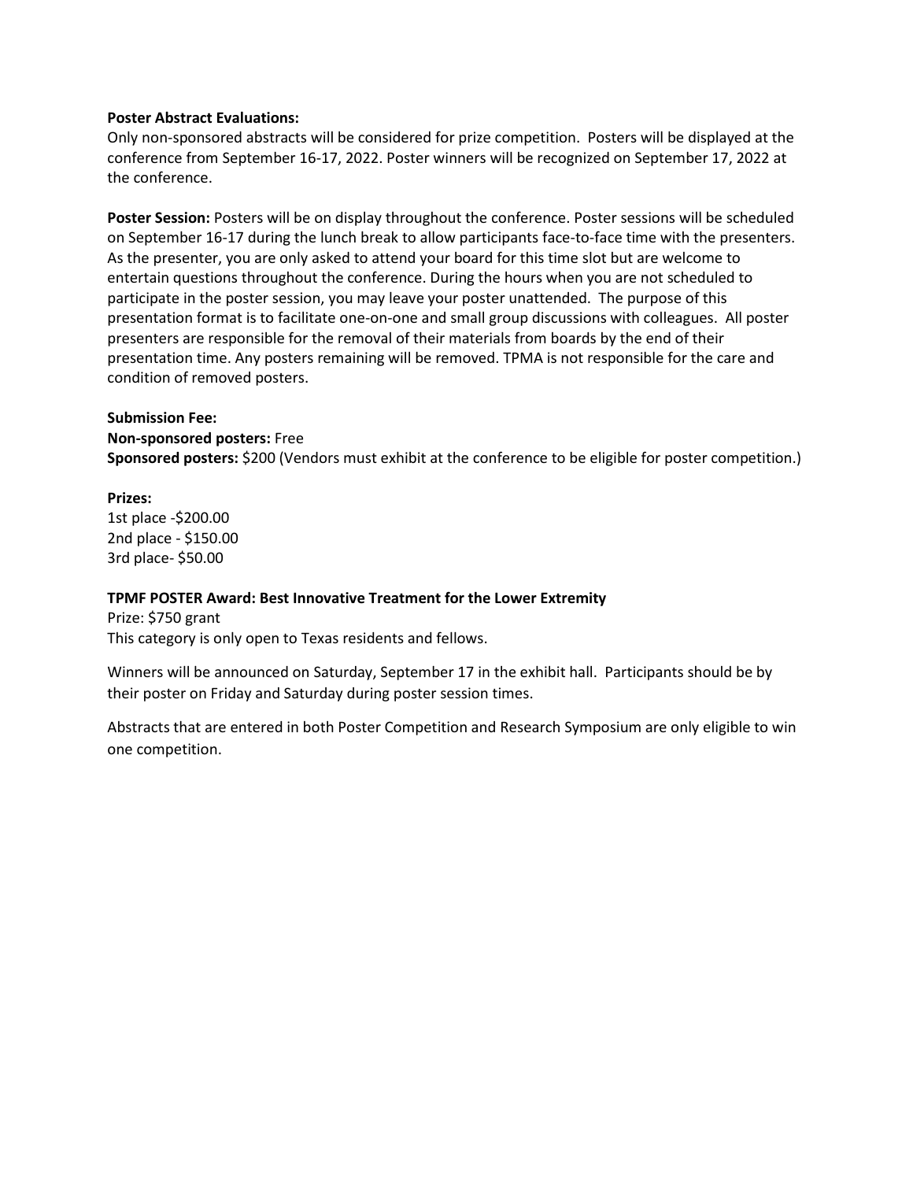**Poster Abstract Evaluations:**
Only non-sponsored abstracts will be considered for prize competition. Posters will be displayed at the conference from September 16-17, 2022. Poster winners will be recognized on September 17, 2022 at the conference.

**Poster Session:** Posters will be on display throughout the conference. Poster sessions will be scheduled on September 16-17 during the lunch break to allow participants face-to-face time with the presenters. As the presenter, you are only asked to attend your board for this time slot but are welcome to entertain questions throughout the conference. During the hours when you are not scheduled to participate in the poster session, you may leave your poster unattended. The purpose of this presentation format is to facilitate one-on-one and small group discussions with colleagues. All poster presenters are responsible for the removal of their materials from boards by the end of their presentation time. Any posters remaining will be removed. TPMA is not responsible for the care and condition of removed posters.

**Submission Fee:**
**Non-sponsored posters:** Free
**Sponsored posters:** $200 (Vendors must exhibit at the conference to be eligible for poster competition.)

**Prizes:**
1st place -$200.00
2nd place - $150.00
3rd place- $50.00

**TPMF POSTER Award: Best Innovative Treatment for the Lower Extremity**
Prize: $750 grant
This category is only open to Texas residents and fellows.

Winners will be announced on Saturday, September 17 in the exhibit hall. Participants should be by their poster on Friday and Saturday during poster session times.

Abstracts that are entered in both Poster Competition and Research Symposium are only eligible to win one competition.